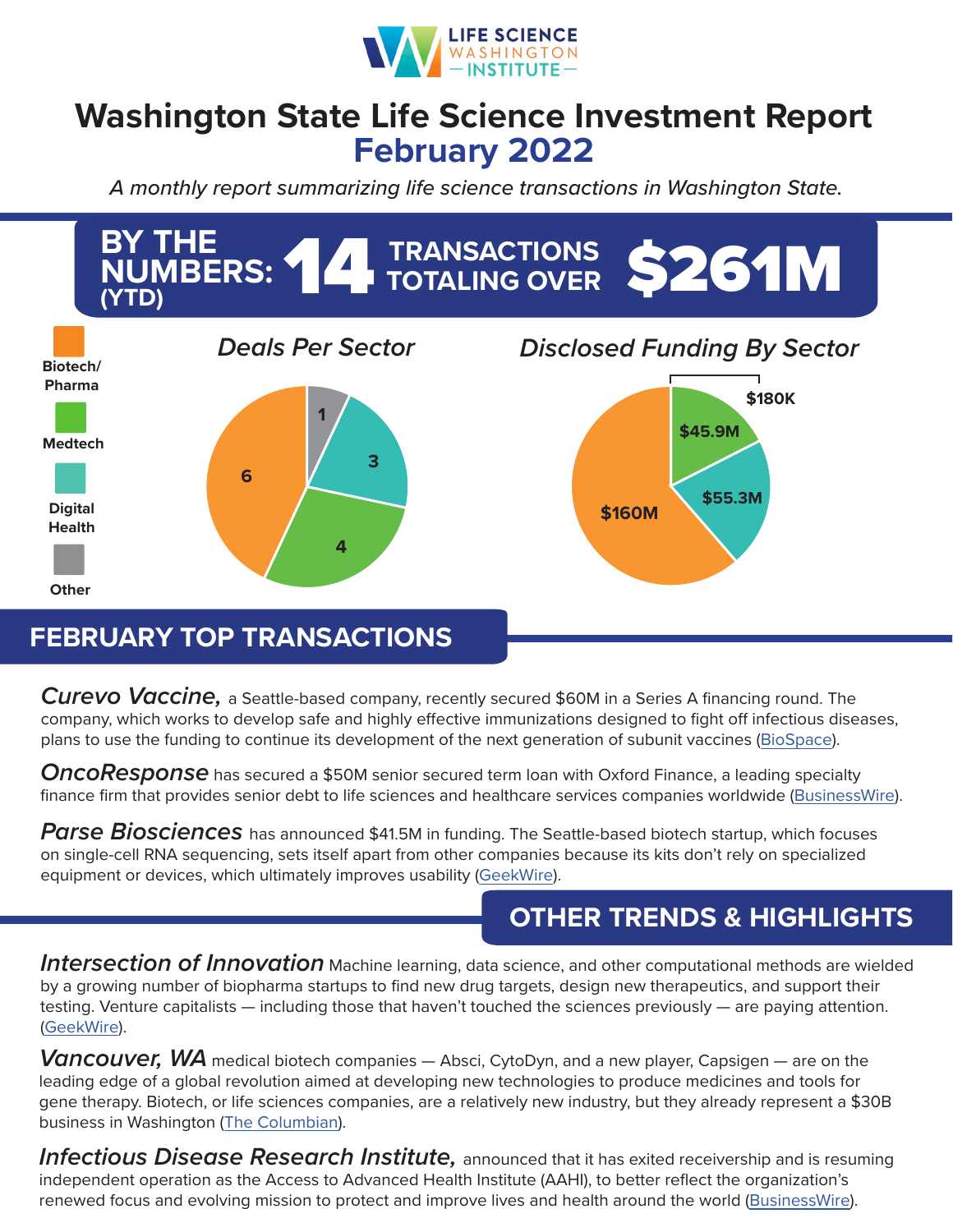LIFE SCIENCE WASHINGTON INSTITUTE

# Washington State Life Science Investment Report
## February 2022

*A monthly report summarizing life science transactions in Washington State.*

**BY THE NUMBERS: (YTD) 14 TRANSACTIONS TOTALING OVER $261M**

### *Deals Per Sector*

| Sector | Deals |
| --- | --- |
| Biotech/Pharma | 6 |
| Medtech | 4 |
| Digital Health | 3 |
| Other | 1 |

### *Disclosed Funding By Sector*

| Sector | Funding |
| --- | --- |
| Biotech/Pharma | $160M |
| Medtech | $45.9M |
| Digital Health | $55.3M |
| Other | $180K |

## FEBRUARY TOP TRANSACTIONS

***Curevo Vaccine,*** a Seattle-based company, recently secured $60M in a Series A financing round. The company, which works to develop safe and highly effective immunizations designed to fight off infectious diseases, plans to use the funding to continue its development of the next generation of subunit vaccines (BioSpace).

***OncoResponse*** has secured a $50M senior secured term loan with Oxford Finance, a leading specialty finance firm that provides senior debt to life sciences and healthcare services companies worldwide (BusinessWire).

***Parse Biosciences*** has announced $41.5M in funding. The Seattle-based biotech startup, which focuses on single-cell RNA sequencing, sets itself apart from other companies because its kits don't rely on specialized equipment or devices, which ultimately improves usability (GeekWire).

## OTHER TRENDS & HIGHLIGHTS

***Intersection of Innovation*** Machine learning, data science, and other computational methods are wielded by a growing number of biopharma startups to find new drug targets, design new therapeutics, and support their testing. Venture capitalists — including those that haven't touched the sciences previously — are paying attention. (GeekWire).

***Vancouver, WA*** medical biotech companies — Absci, CytoDyn, and a new player, Capsigen — are on the leading edge of a global revolution aimed at developing new technologies to produce medicines and tools for gene therapy. Biotech, or life sciences companies, are a relatively new industry, but they already represent a $30B business in Washington (The Columbian).

***Infectious Disease Research Institute,*** announced that it has exited receivership and is resuming independent operation as the Access to Advanced Health Institute (AAHI), to better reflect the organization's renewed focus and evolving mission to protect and improve lives and health around the world (BusinessWire).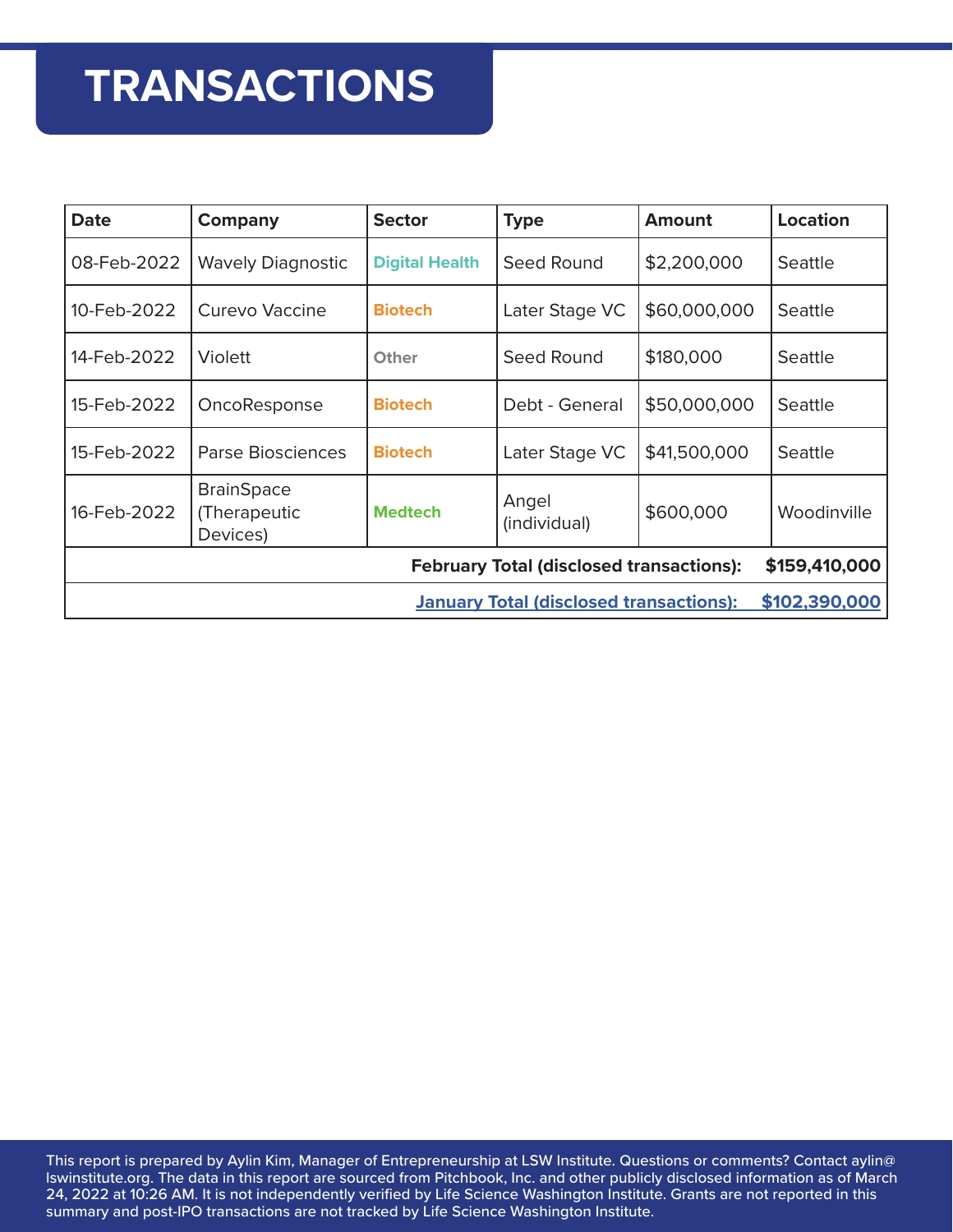# TRANSACTIONS

| Date | Company | Sector | Type | Amount | Location |
|---|---|---|---|---|---|
| 08-Feb-2022 | Wavely Diagnostic | Digital Health | Seed Round | $2,200,000 | Seattle |
| 10-Feb-2022 | Curevo Vaccine | Biotech | Later Stage VC | $60,000,000 | Seattle |
| 14-Feb-2022 | Violett | Other | Seed Round | $180,000 | Seattle |
| 15-Feb-2022 | OncoResponse | Biotech | Debt - General | $50,000,000 | Seattle |
| 15-Feb-2022 | Parse Biosciences | Biotech | Later Stage VC | $41,500,000 | Seattle |
| 16-Feb-2022 | BrainSpace (Therapeutic Devices) | Medtech | Angel (individual) | $600,000 | Woodinville |
| | | | | **February Total (disclosed transactions):** | **$159,410,000** |
| | | | | **January Total (disclosed transactions):** | **$102,390,000** |

This report is prepared by Aylin Kim, Manager of Entrepreneurship at LSW Institute. Questions or comments? Contact aylin@lswinstitute.org. The data in this report are sourced from Pitchbook, Inc. and other publicly disclosed information as of March 24, 2022 at 10:26 AM. It is not independently verified by Life Science Washington Institute. Grants are not reported in this summary and post-IPO transactions are not tracked by Life Science Washington Institute.